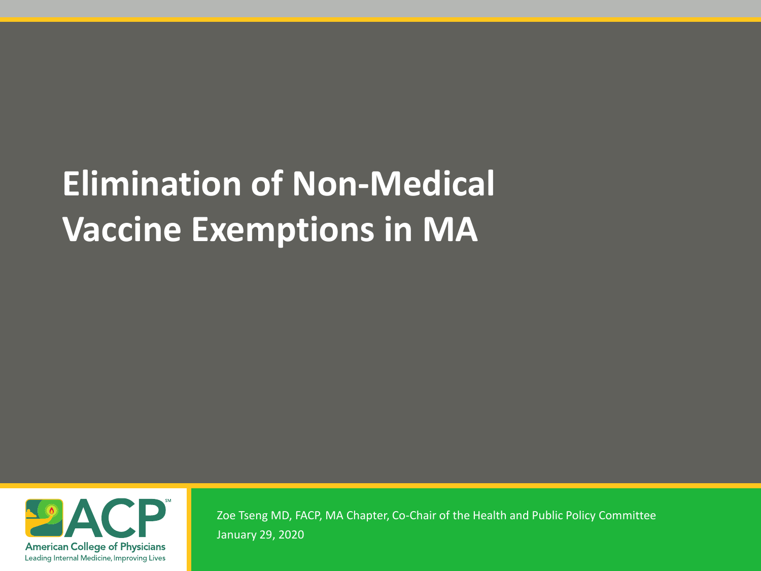# Elimination of Non-Medical Vaccine Exemptions in MA

American College of Physicians
Leading Internal Medicine, Improving Lives

Zoe Tseng MD, FACP, MA Chapter, Co-Chair of the Health and Public Policy Committee

January 29, 2020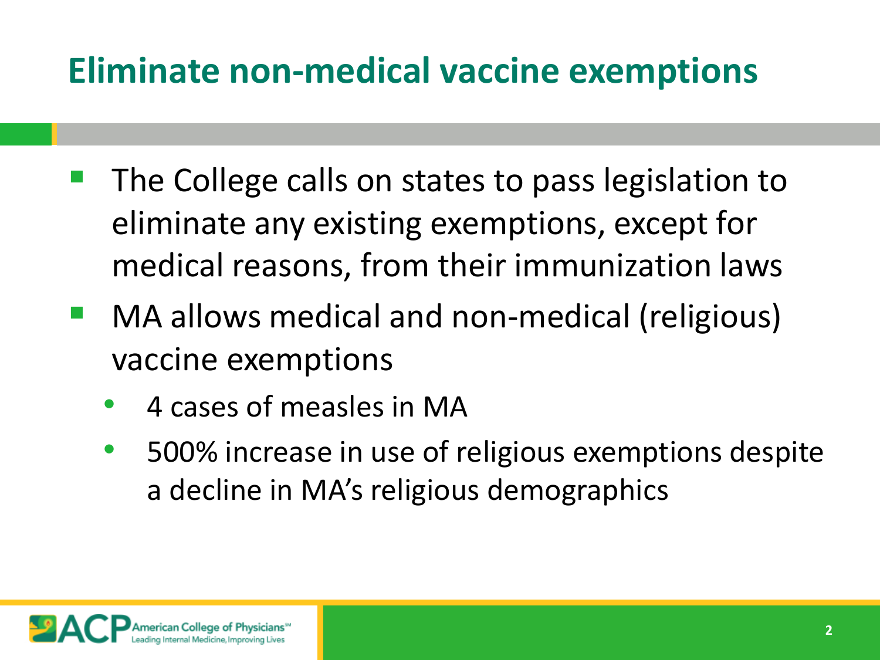# Eliminate non-medical vaccine exemptions

- The College calls on states to pass legislation to eliminate any existing exemptions, except for medical reasons, from their immunization laws
- MA allows medical and non-medical (religious) vaccine exemptions
  - 4 cases of measles in MA
  - 500% increase in use of religious exemptions despite a decline in MA's religious demographics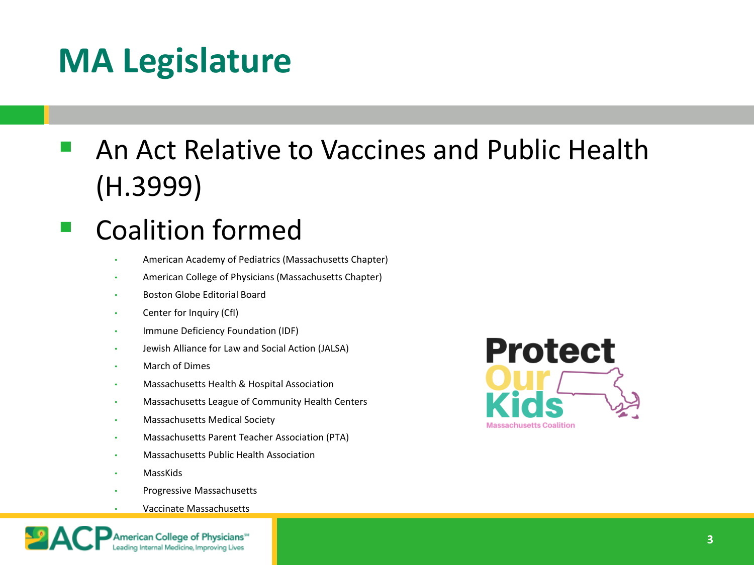# MA Legislature

- An Act Relative to Vaccines and Public Health (H.3999)
- Coalition formed
  - American Academy of Pediatrics (Massachusetts Chapter)
  - American College of Physicians (Massachusetts Chapter)
  - Boston Globe Editorial Board
  - Center for Inquiry (CfI)
  - Immune Deficiency Foundation (IDF)
  - Jewish Alliance for Law and Social Action (JALSA)
  - March of Dimes
  - Massachusetts Health & Hospital Association
  - Massachusetts League of Community Health Centers
  - Massachusetts Medical Society
  - Massachusetts Parent Teacher Association (PTA)
  - Massachusetts Public Health Association
  - MassKids
  - Progressive Massachusetts
  - Vaccinate Massachusetts

Protect Our Kids
Massachusetts Coalition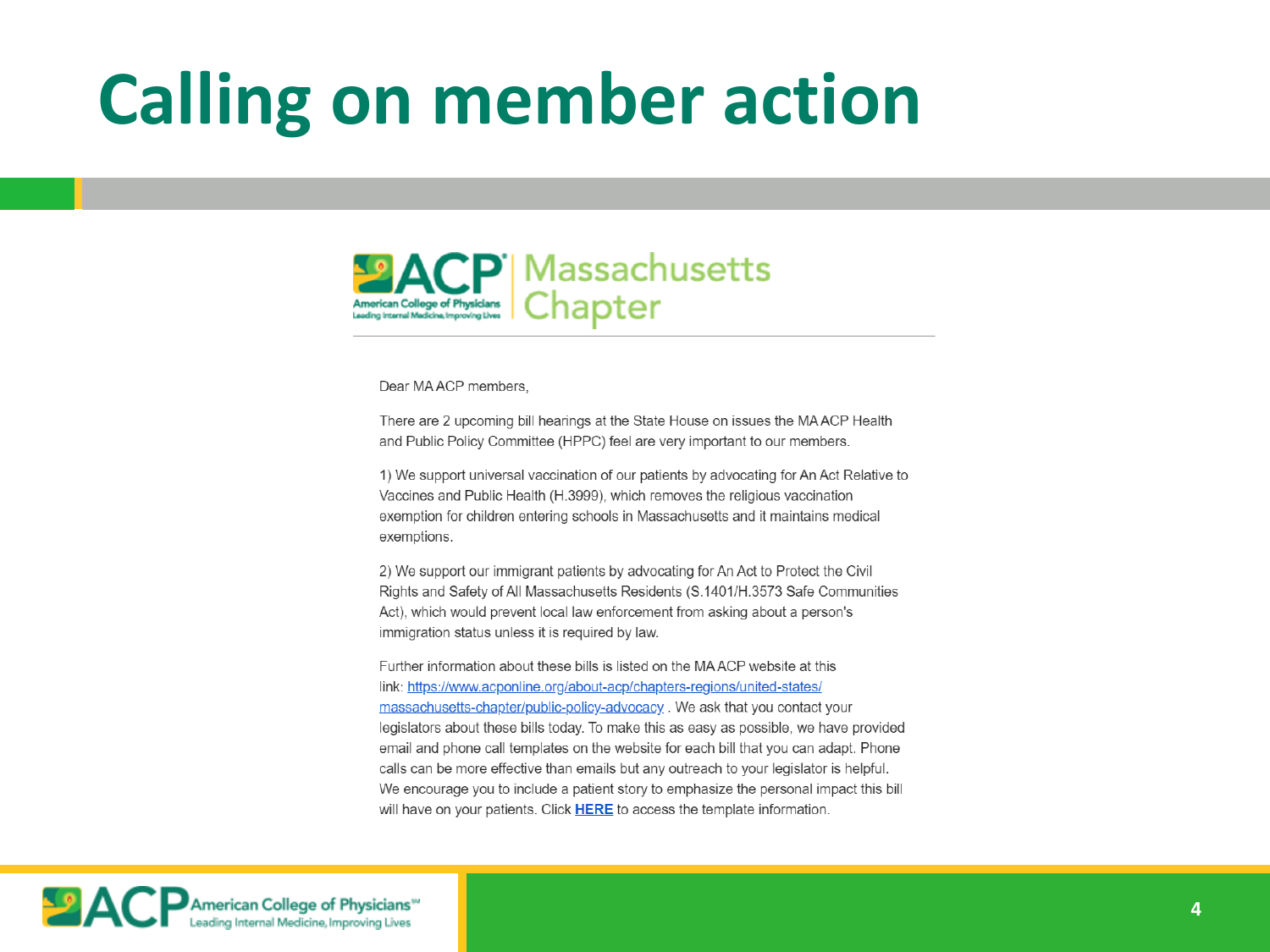# Calling on member action

ACP Massachusetts Chapter

American College of Physicians
Leading Internal Medicine, Improving Lives

Dear MA ACP members,

There are 2 upcoming bill hearings at the State House on issues the MA ACP Health and Public Policy Committee (HPPC) feel are very important to our members.

1) We support universal vaccination of our patients by advocating for An Act Relative to Vaccines and Public Health (H.3999), which removes the religious vaccination exemption for children entering schools in Massachusetts and it maintains medical exemptions.

2) We support our immigrant patients by advocating for An Act to Protect the Civil Rights and Safety of All Massachusetts Residents (S.1401/H.3573 Safe Communities Act), which would prevent local law enforcement from asking about a person's immigration status unless it is required by law.

Further information about these bills is listed on the MA ACP website at this link: https://www.acponline.org/about-acp/chapters-regions/united-states/massachusetts-chapter/public-policy-advocacy . We ask that you contact your legislators about these bills today. To make this as easy as possible, we have provided email and phone call templates on the website for each bill that you can adapt. Phone calls can be more effective than emails but any outreach to your legislator is helpful. We encourage you to include a patient story to emphasize the personal impact this bill will have on your patients. Click **HERE** to access the template information.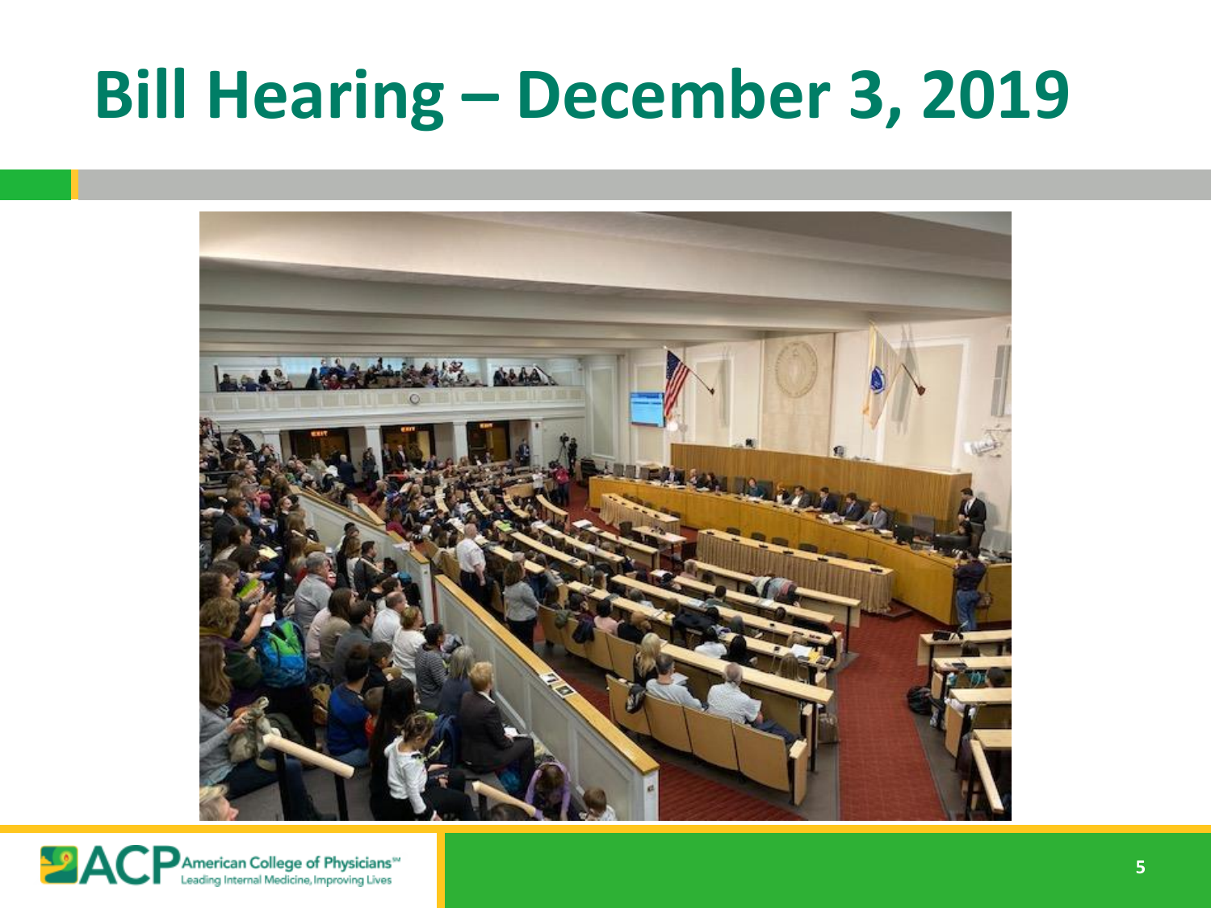# Bill Hearing – December 3, 2019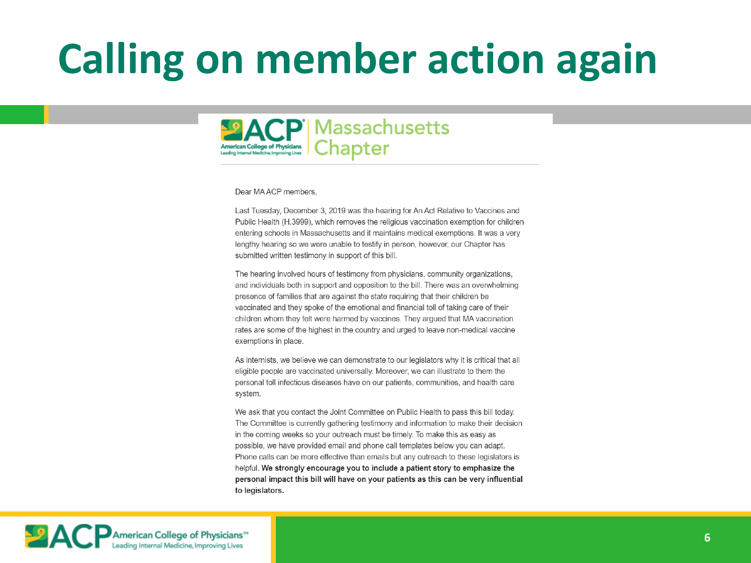# Calling on member action again

ACP Massachusetts Chapter

American College of Physicians
Leading Internal Medicine, Improving Lives

Dear MA ACP members,

Last Tuesday, December 3, 2019 was the hearing for An Act Relative to Vaccines and Public Health (H.3999), which removes the religious vaccination exemption for children entering schools in Massachusetts and it maintains medical exemptions. It was a very lengthy hearing so we were unable to testify in person, however, our Chapter has submitted written testimony in support of this bill.

The hearing involved hours of testimony from physicians, community organizations, and individuals both in support and opposition to the bill. There was an overwhelming presence of families that are against the state requiring that their children be vaccinated and they spoke of the emotional and financial toll of taking care of their children whom they felt were harmed by vaccines. They argued that MA vaccination rates are some of the highest in the country and urged to leave non-medical vaccine exemptions in place.

As internists, we believe we can demonstrate to our legislators why it is critical that all eligible people are vaccinated universally. Moreover, we can illustrate to them the personal toll infectious diseases have on our patients, communities, and health care system.

We ask that you contact the Joint Committee on Public Health to pass this bill today. The Committee is currently gathering testimony and information to make their decision in the coming weeks so your outreach must be timely. To make this as easy as possible, we have provided email and phone call templates below you can adapt. Phone calls can be more effective than emails but any outreach to these legislators is helpful. **We strongly encourage you to include a patient story to emphasize the personal impact this bill will have on your patients as this can be very influential to legislators.**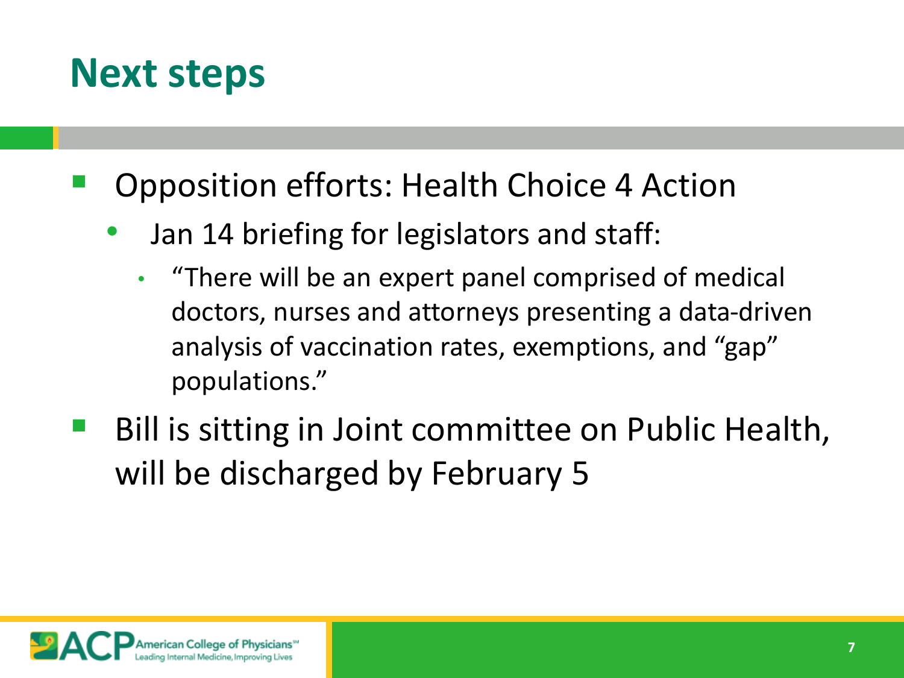# Next steps

- Opposition efforts: Health Choice 4 Action
  - Jan 14 briefing for legislators and staff:
    - "There will be an expert panel comprised of medical doctors, nurses and attorneys presenting a data-driven analysis of vaccination rates, exemptions, and "gap" populations."
- Bill is sitting in Joint committee on Public Health, will be discharged by February 5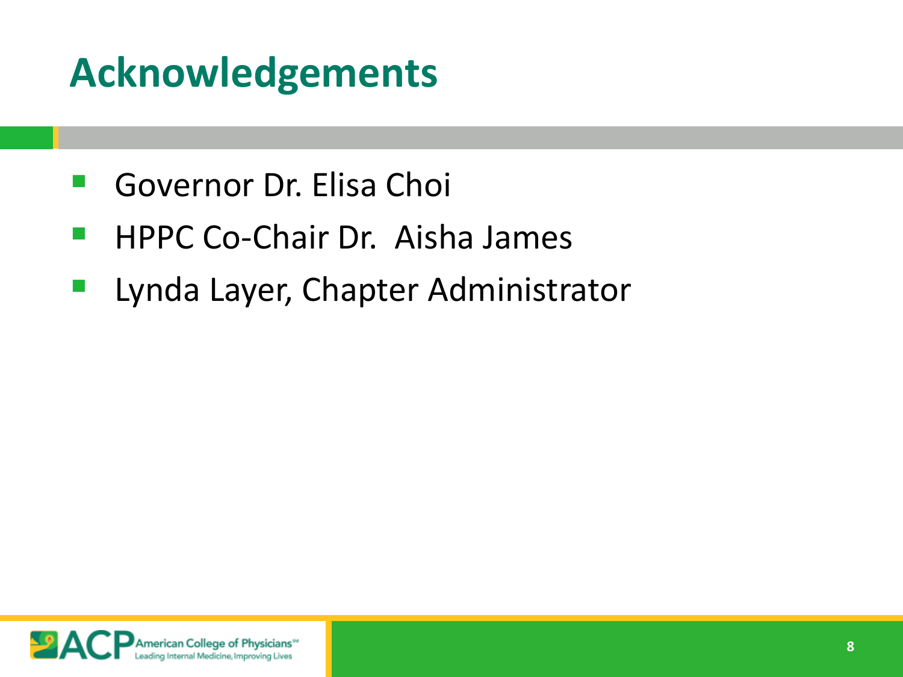# Acknowledgements

- Governor Dr. Elisa Choi
- HPPC Co-Chair Dr.  Aisha James
- Lynda Layer, Chapter Administrator